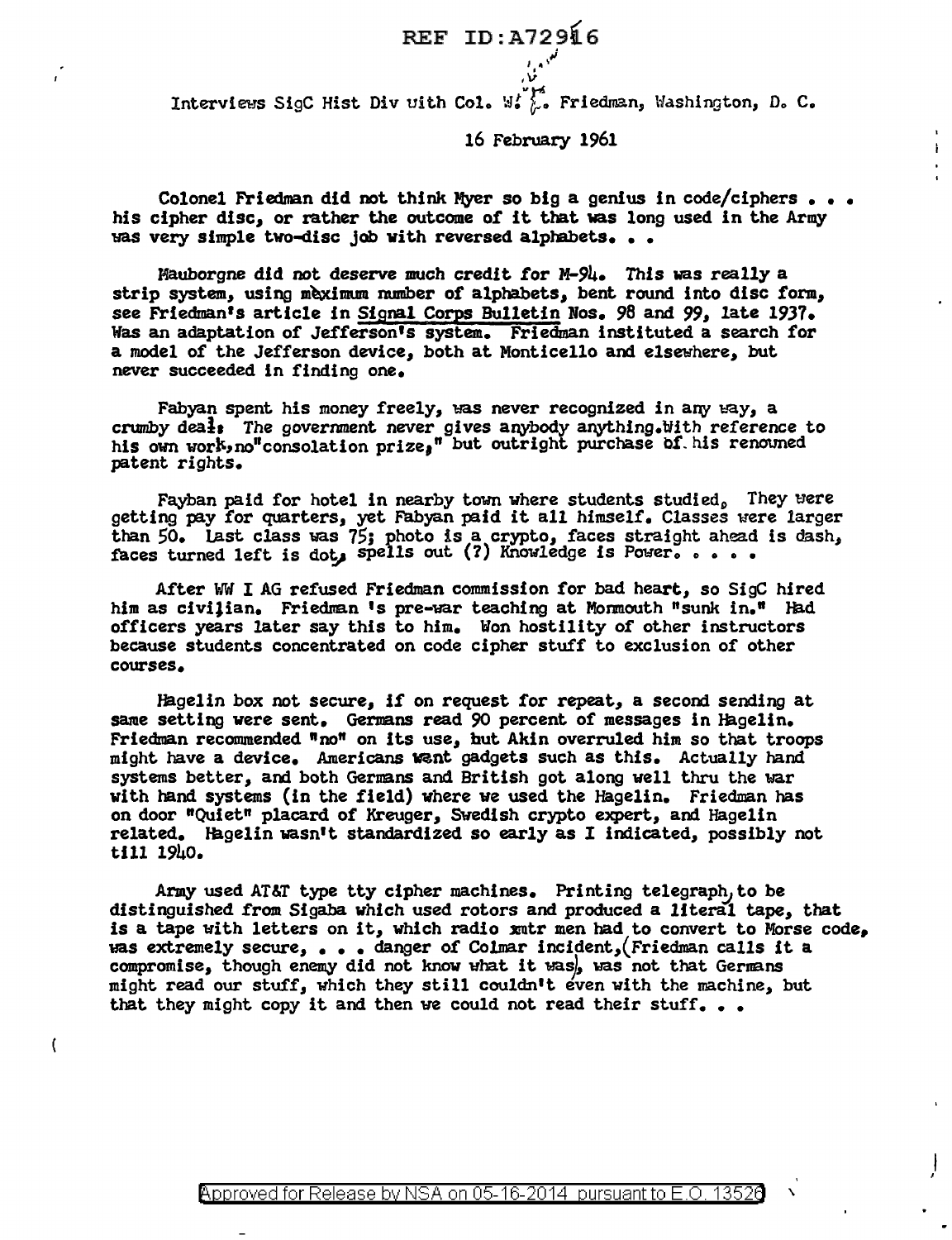REF ID:A72916

Interviews SigC Hist Div with Col. W. F. Friedman, Washington, D. C.

16 February 1961

Colonel Friedman did not think Myer so big a genius in code/ciphers . . . his cipher disc, or rather the outcome of it that was long used in the Army was very simple two-disc job with reversed alphabets. . .

Mauborgne did not deserve much credit for M-94. This was really a strip system, using maximum number of alphabets, bent round into disc form, see Friedman's article in Signal Corps Bulletin Nos. 98 and 99, late 1937. Was an adaptation of Jefferson's system. Friedman instituted a search for a model of the Jefferson device, both at Monticello and elsewhere, but never succeeded in finding one.

Fabyan spent his money freely, was never recognized in any way, a crumby deal: The government never gives anybody anything. With reference to his own work, no "consolation prize," but outright purchase of his renowned patent rights.

Fayban paid for hotel in nearby town where students studied, They were getting pay for quarters, yet Fabyan paid it all himself. Classes were larger than 50. Last class was 75; photo is a crypto, faces straight ahead is dash, faces turned left is dot, spells out (?) Knowledge is Power. . . . .

After WW I AG refused Friedman commission for bad heart, so SigC hired him as civilian. Friedman's pre-war teaching at Monmouth "sunk in." Had officers years later say this to him. Won hostility of other instructors because students concentrated on code cipher stuff to exclusion of other courses.

Hagelin box not secure, if on request for repeat, a second sending at same setting were sent. Germans read 90 percent of messages in Hagelin. Friedman recommended "no" on its use, but Akin overruled him so that troops might have a device. Americans want gadgets such as this. Actually hand systems better, and both Germans and British got along well thru the war with hand systems (in the field) where we used the Hagelin. Friedman has on door "Quiet" placard of Kreuger, Swedish crypto expert, and Hagelin related. Hagelin wasn't standardized so early as I indicated, possibly not till 1940.

Army used AT&T type tty cipher machines. Printing telegraph, to be distinguished from Sigaba which used rotors and produced a literal tape, that is a tape with letters on it, which radio xmtr men had to convert to Morse code, was extremely secure, . . . danger of Colmar incident, (Friedman calls it a compromise, though enemy did not know what it was), was not that Germans might read our stuff, which they still couldn't even with the machine, but that they might copy it and then we could not read their stuff. . .

Approved for Release by NSA on 05-16-2014 pursuant to E.O. 13526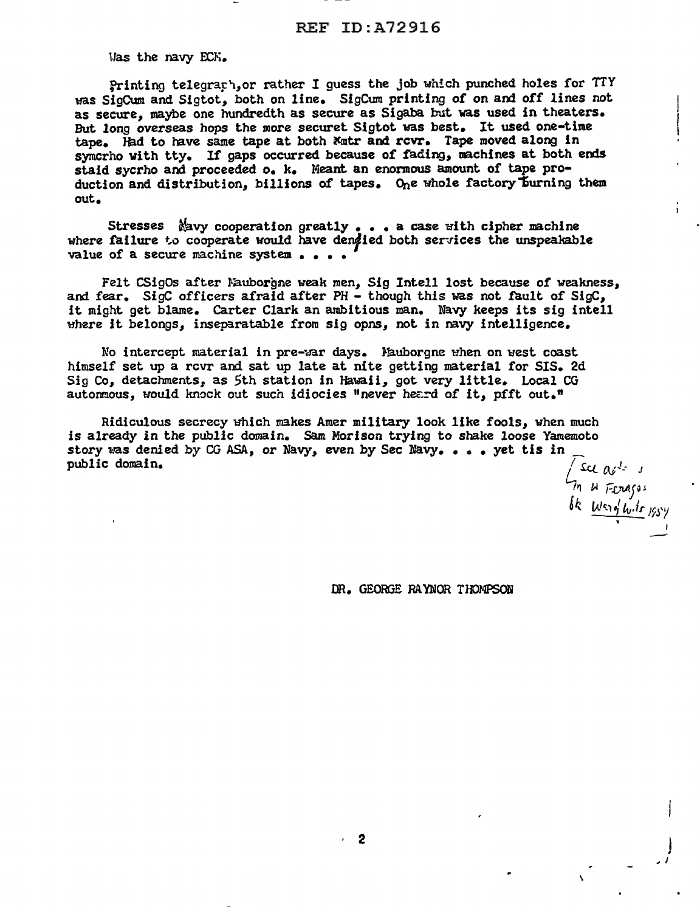Was the navy ECM.

Printing telegraph, or rather I guess the job which punched holes for TTY was SigCum and Sigtot, both on line. SigCum printing of on and off lines not as secure, maybe one hundredth as secure as Sigaba but was used in theaters. But long overseas hops the more securet Sigtot was best. It used one-time tape. Had to have same tape at both Xmtr and rcvr. Tape moved along in symcrho with tty. If gaps occurred because of fading, machines at both ends staid sycrho and proceeded o. k. Meant an enormous amount of tape production and distribution, billions of tapes. One whole factory turning them out.

Stresses Navy cooperation greatly . . . a case with cipher machine where failure to cooperate would have denied both services the unspeakable value of a secure machine system . . . .

Felt CSigOs after Mauborgne weak men, Sig Intell lost because of weakness, and fear. SigC officers afraid after PH - though this was not fault of SigC, it might get blame. Carter Clark an ambitious man. Navy keeps its sig intell where it belongs, inseparatable from sig opns, not in navy intelligence.

No intercept material in pre-war days. Mauborgne when on west coast himself set up a rcvr and sat up late at nite getting material for SIS. 2d Sig Co, detachments, as 5th station in Hawaii, got very little. Local CG autonomous, would knock out such idiocies "never heard of it, pfft out."

Ridiculous secrecy which makes Amer military look like fools, when much is already in the public domain. Sam Morison trying to shake loose Yamemoto story was denied by CG ASA, or Navy, even by Sec Navy. . . . yet tis in public domain.

[See art. in W Ferasos bk Wenflwitz 1954]

DR. GEORGE RAYNOR THOMPSON